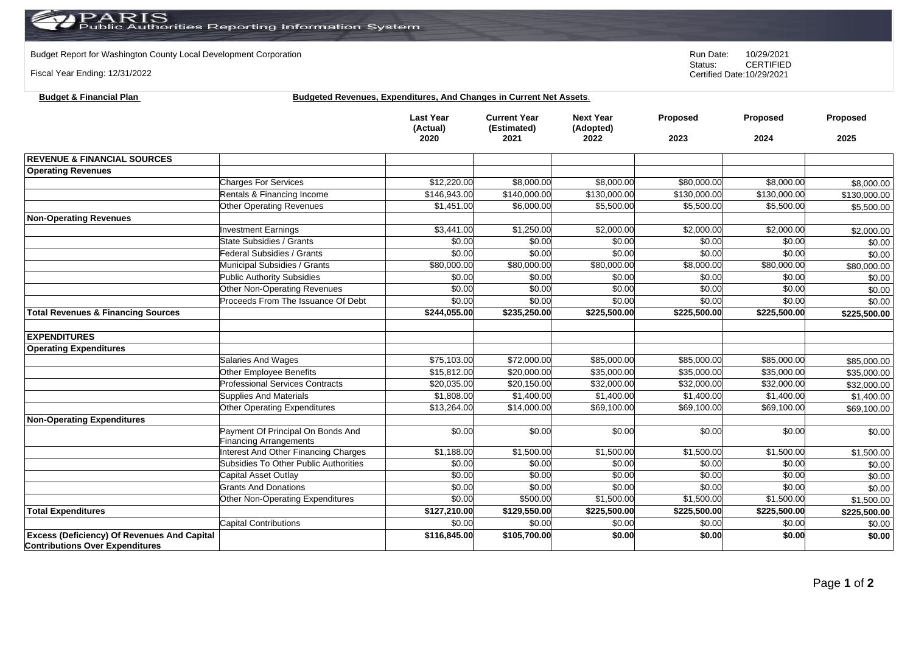PARIS Public Authorities Reporting Information System

Budget Report for Washington County Local Development Corporation

Fiscal Year Ending: 12/31/2022

Run Date: 10/29/2021
Status: CERTIFIED
Certified Date:10/29/2021

**Budget & Financial Plan** **Budgeted Revenues, Expenditures, And Changes in Current Net Assets.**

| | | Last Year (Actual) 2020 | Current Year (Estimated) 2021 | Next Year (Adopted) 2022 | Proposed 2023 | Proposed 2024 | Proposed 2025 |
|---|---|---|---|---|---|---|---|
| **REVENUE & FINANCIAL SOURCES** | | | | | | | |
| **Operating Revenues** | | | | | | | |
| | Charges For Services | $12,220.00 | $8,000.00 | $8,000.00 | $80,000.00 | $8,000.00 | $8,000.00 |
| | Rentals & Financing Income | $146,943.00 | $140,000.00 | $130,000.00 | $130,000.00 | $130,000.00 | $130,000.00 |
| | Other Operating Revenues | $1,451.00 | $6,000.00 | $5,500.00 | $5,500.00 | $5,500.00 | $5,500.00 |
| **Non-Operating Revenues** | | | | | | | |
| | Investment Earnings | $3,441.00 | $1,250.00 | $2,000.00 | $2,000.00 | $2,000.00 | $2,000.00 |
| | State Subsidies / Grants | $0.00 | $0.00 | $0.00 | $0.00 | $0.00 | $0.00 |
| | Federal Subsidies / Grants | $0.00 | $0.00 | $0.00 | $0.00 | $0.00 | $0.00 |
| | Municipal Subsidies / Grants | $80,000.00 | $80,000.00 | $80,000.00 | $8,000.00 | $80,000.00 | $80,000.00 |
| | Public Authority Subsidies | $0.00 | $0.00 | $0.00 | $0.00 | $0.00 | $0.00 |
| | Other Non-Operating Revenues | $0.00 | $0.00 | $0.00 | $0.00 | $0.00 | $0.00 |
| | Proceeds From The Issuance Of Debt | $0.00 | $0.00 | $0.00 | $0.00 | $0.00 | $0.00 |
| **Total Revenues & Financing Sources** | | **$244,055.00** | **$235,250.00** | **$225,500.00** | **$225,500.00** | **$225,500.00** | **$225,500.00** |
| | | | | | | | |
| **EXPENDITURES** | | | | | | | |
| **Operating Expenditures** | | | | | | | |
| | Salaries And Wages | $75,103.00 | $72,000.00 | $85,000.00 | $85,000.00 | $85,000.00 | $85,000.00 |
| | Other Employee Benefits | $15,812.00 | $20,000.00 | $35,000.00 | $35,000.00 | $35,000.00 | $35,000.00 |
| | Professional Services Contracts | $20,035.00 | $20,150.00 | $32,000.00 | $32,000.00 | $32,000.00 | $32,000.00 |
| | Supplies And Materials | $1,808.00 | $1,400.00 | $1,400.00 | $1,400.00 | $1,400.00 | $1,400.00 |
| | Other Operating Expenditures | $13,264.00 | $14,000.00 | $69,100.00 | $69,100.00 | $69,100.00 | $69,100.00 |
| **Non-Operating Expenditures** | | | | | | | |
| | Payment Of Principal On Bonds And Financing Arrangements | $0.00 | $0.00 | $0.00 | $0.00 | $0.00 | $0.00 |
| | Interest And Other Financing Charges | $1,188.00 | $1,500.00 | $1,500.00 | $1,500.00 | $1,500.00 | $1,500.00 |
| | Subsidies To Other Public Authorities | $0.00 | $0.00 | $0.00 | $0.00 | $0.00 | $0.00 |
| | Capital Asset Outlay | $0.00 | $0.00 | $0.00 | $0.00 | $0.00 | $0.00 |
| | Grants And Donations | $0.00 | $0.00 | $0.00 | $0.00 | $0.00 | $0.00 |
| | Other Non-Operating Expenditures | $0.00 | $500.00 | $1,500.00 | $1,500.00 | $1,500.00 | $1,500.00 |
| **Total Expenditures** | | **$127,210.00** | **$129,550.00** | **$225,500.00** | **$225,500.00** | **$225,500.00** | **$225,500.00** |
| | Capital Contributions | $0.00 | $0.00 | $0.00 | $0.00 | $0.00 | $0.00 |
| **Excess (Deficiency) Of Revenues And Capital Contributions Over Expenditures** | | **$116,845.00** | **$105,700.00** | **$0.00** | **$0.00** | **$0.00** | **$0.00** |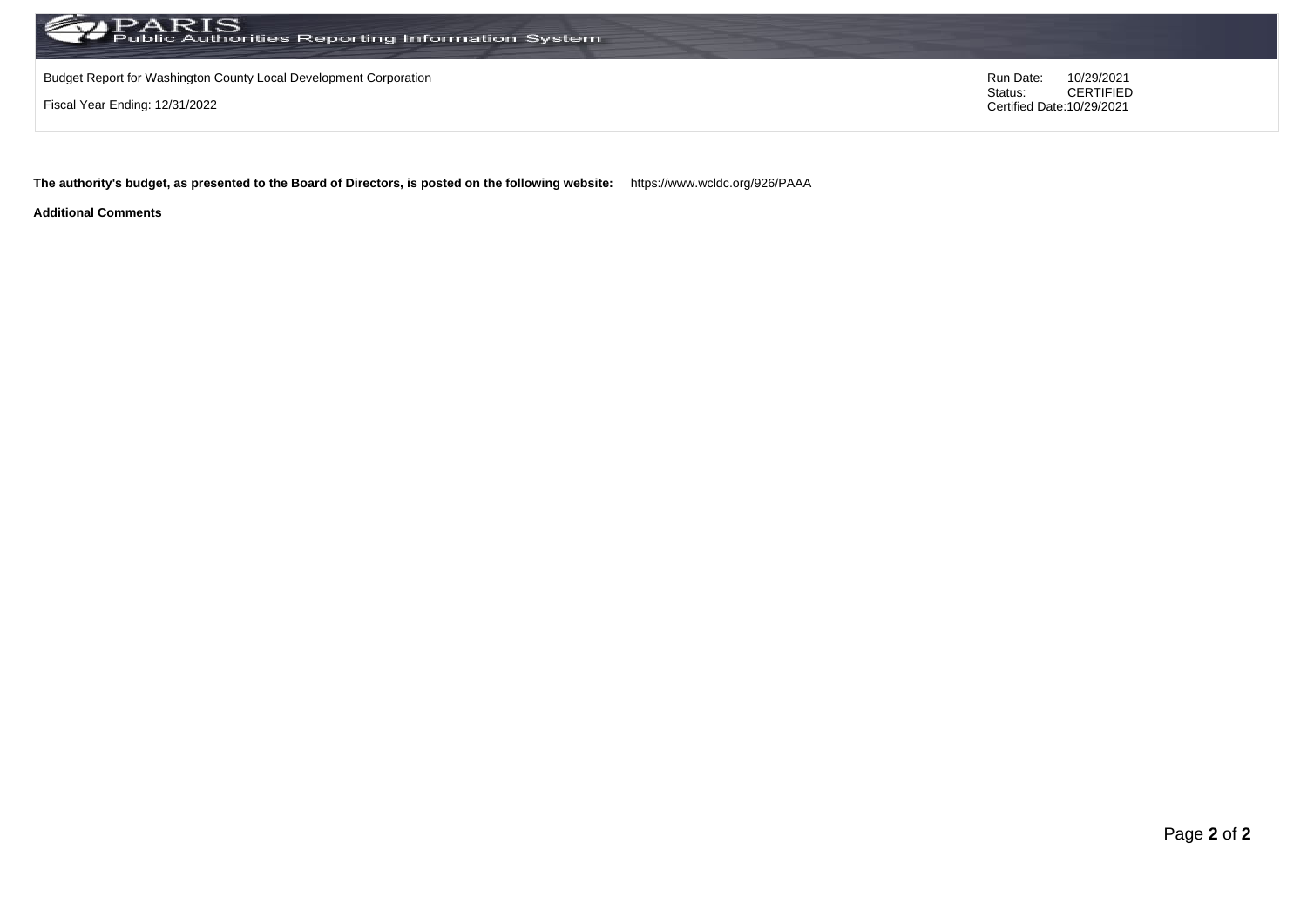Budget Report for Washington County Local Development Corporation

Fiscal Year Ending: 12/31/2022

Run Date: 10/29/2021
Status: CERTIFIED
Certified Date: 10/29/2021

**The authority's budget, as presented to the Board of Directors, is posted on the following website:** https://www.wcldc.org/926/PAAA

**Additional Comments**